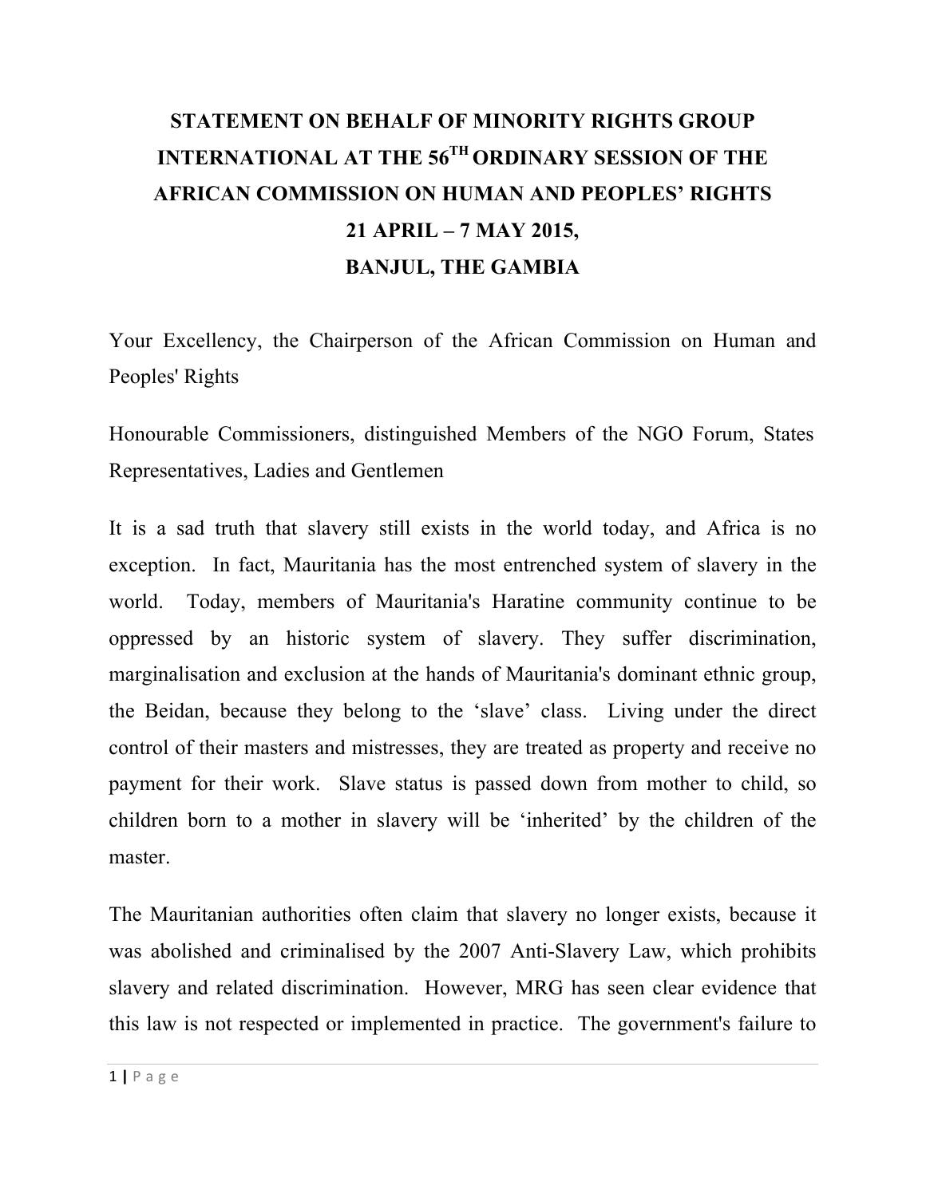# STATEMENT ON BEHALF OF MINORITY RIGHTS GROUP INTERNATIONAL AT THE 56TH ORDINARY SESSION OF THE AFRICAN COMMISSION ON HUMAN AND PEOPLES' RIGHTS 21 APRIL – 7 MAY 2015, BANJUL, THE GAMBIA

Your Excellency, the Chairperson of the African Commission on Human and Peoples' Rights

Honourable Commissioners, distinguished Members of the NGO Forum, States Representatives, Ladies and Gentlemen

It is a sad truth that slavery still exists in the world today, and Africa is no exception. In fact, Mauritania has the most entrenched system of slavery in the world. Today, members of Mauritania's Haratine community continue to be oppressed by an historic system of slavery. They suffer discrimination, marginalisation and exclusion at the hands of Mauritania's dominant ethnic group, the Beidan, because they belong to the 'slave' class. Living under the direct control of their masters and mistresses, they are treated as property and receive no payment for their work. Slave status is passed down from mother to child, so children born to a mother in slavery will be 'inherited' by the children of the master.

The Mauritanian authorities often claim that slavery no longer exists, because it was abolished and criminalised by the 2007 Anti-Slavery Law, which prohibits slavery and related discrimination. However, MRG has seen clear evidence that this law is not respected or implemented in practice. The government's failure to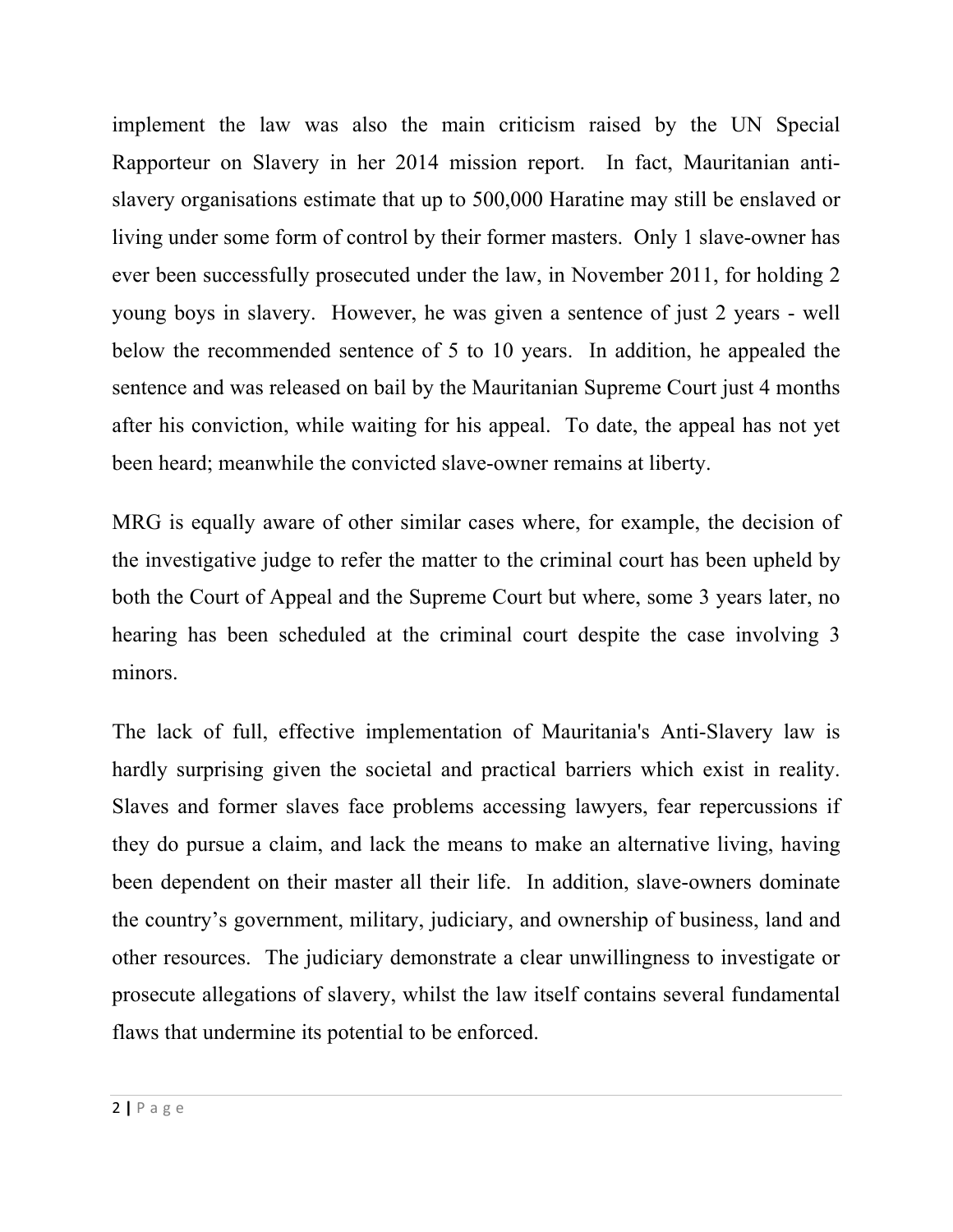implement the law was also the main criticism raised by the UN Special Rapporteur on Slavery in her 2014 mission report. In fact, Mauritanian anti-slavery organisations estimate that up to 500,000 Haratine may still be enslaved or living under some form of control by their former masters. Only 1 slave-owner has ever been successfully prosecuted under the law, in November 2011, for holding 2 young boys in slavery. However, he was given a sentence of just 2 years - well below the recommended sentence of 5 to 10 years. In addition, he appealed the sentence and was released on bail by the Mauritanian Supreme Court just 4 months after his conviction, while waiting for his appeal. To date, the appeal has not yet been heard; meanwhile the convicted slave-owner remains at liberty.

MRG is equally aware of other similar cases where, for example, the decision of the investigative judge to refer the matter to the criminal court has been upheld by both the Court of Appeal and the Supreme Court but where, some 3 years later, no hearing has been scheduled at the criminal court despite the case involving 3 minors.

The lack of full, effective implementation of Mauritania's Anti-Slavery law is hardly surprising given the societal and practical barriers which exist in reality. Slaves and former slaves face problems accessing lawyers, fear repercussions if they do pursue a claim, and lack the means to make an alternative living, having been dependent on their master all their life. In addition, slave-owners dominate the country's government, military, judiciary, and ownership of business, land and other resources. The judiciary demonstrate a clear unwillingness to investigate or prosecute allegations of slavery, whilst the law itself contains several fundamental flaws that undermine its potential to be enforced.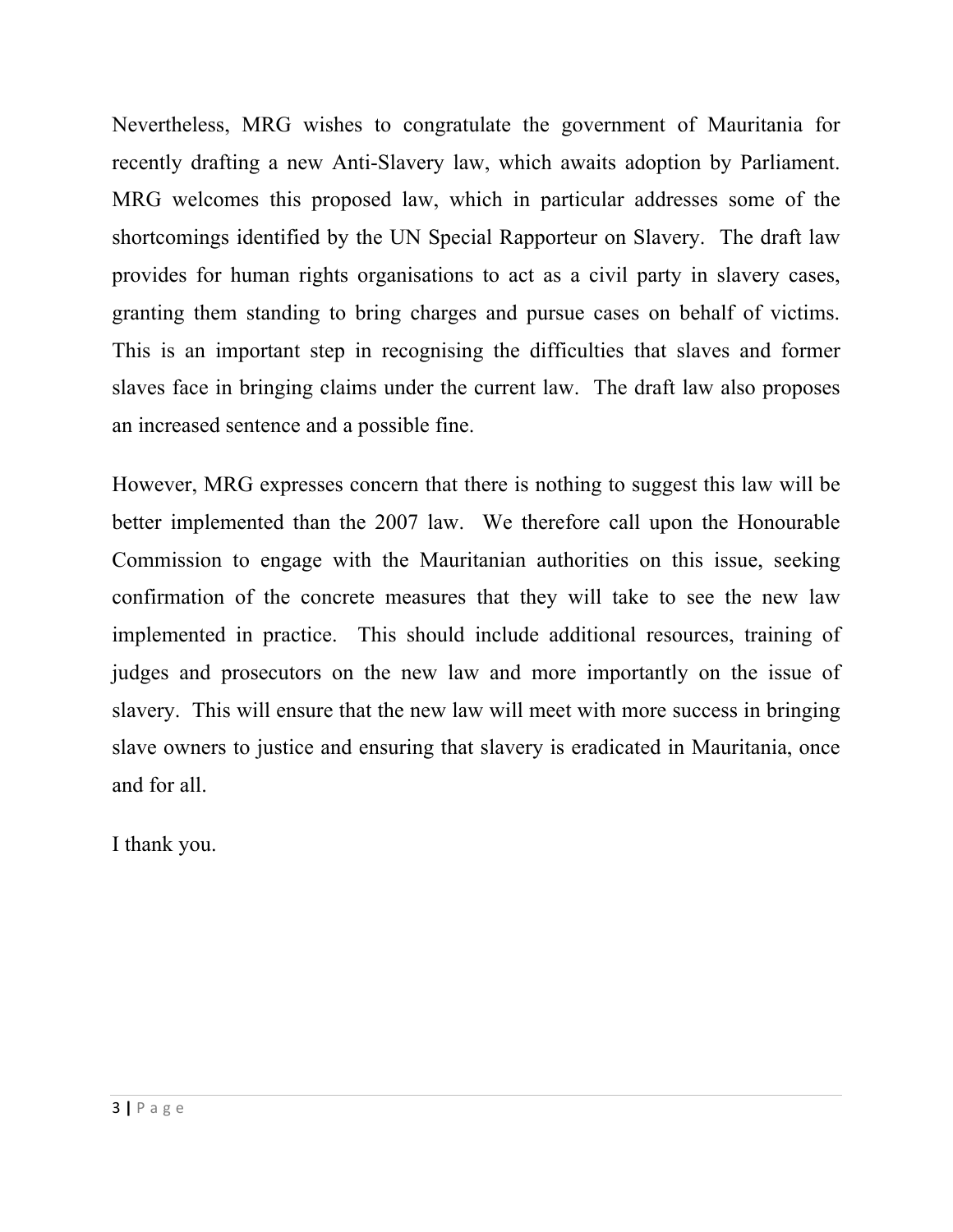Nevertheless, MRG wishes to congratulate the government of Mauritania for recently drafting a new Anti-Slavery law, which awaits adoption by Parliament. MRG welcomes this proposed law, which in particular addresses some of the shortcomings identified by the UN Special Rapporteur on Slavery. The draft law provides for human rights organisations to act as a civil party in slavery cases, granting them standing to bring charges and pursue cases on behalf of victims. This is an important step in recognising the difficulties that slaves and former slaves face in bringing claims under the current law. The draft law also proposes an increased sentence and a possible fine.

However, MRG expresses concern that there is nothing to suggest this law will be better implemented than the 2007 law. We therefore call upon the Honourable Commission to engage with the Mauritanian authorities on this issue, seeking confirmation of the concrete measures that they will take to see the new law implemented in practice. This should include additional resources, training of judges and prosecutors on the new law and more importantly on the issue of slavery. This will ensure that the new law will meet with more success in bringing slave owners to justice and ensuring that slavery is eradicated in Mauritania, once and for all.

I thank you.